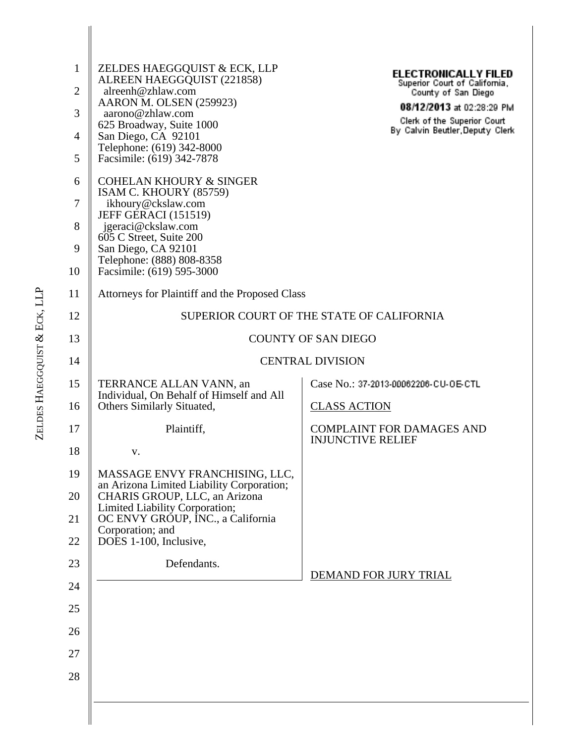ZELDES HAEGGQUIST & ECK, LLP
ALREEN HAEGGQUIST (221858)
alreenh@zhlaw.com
AARON M. OLSEN (259923)
aarono@zhlaw.com
625 Broadway, Suite 1000
San Diego, CA 92101
Telephone: (619) 342-8000
Facsimile: (619) 342-7878

COHELAN KHOURY & SINGER
ISAM C. KHOURY (85759)
ikhoury@ckslaw.com
JEFF GERACI (151519)
jgeraci@ckslaw.com
605 C Street, Suite 200
San Diego, CA 92101
Telephone: (888) 808-8358
Facsimile: (619) 595-3000

Attorneys for Plaintiff and the Proposed Class

**ELECTRONICALLY FILED**
Superior Court of California,
County of San Diego
**08/12/2013** at 02:28:29 PM
Clerk of the Superior Court
By Calvin Beutler, Deputy Clerk

SUPERIOR COURT OF THE STATE OF CALIFORNIA

COUNTY OF SAN DIEGO

CENTRAL DIVISION

| | |
|---|---|
| TERRANCE ALLAN VANN, an Individual, On Behalf of Himself and All Others Similarly Situated,<br><br>Plaintiff,<br><br>v.<br><br>MASSAGE ENVY FRANCHISING, LLC, an Arizona Limited Liability Corporation; CHARIS GROUP, LLC, an Arizona Limited Liability Corporation; OC ENVY GROUP, INC., a California Corporation; and DOES 1-100, Inclusive,<br><br>Defendants. | Case No.: 37-2013-00062206-CU-OE-CTL<br><br>CLASS ACTION<br><br>COMPLAINT FOR DAMAGES AND INJUNCTIVE RELIEF<br><br>DEMAND FOR JURY TRIAL |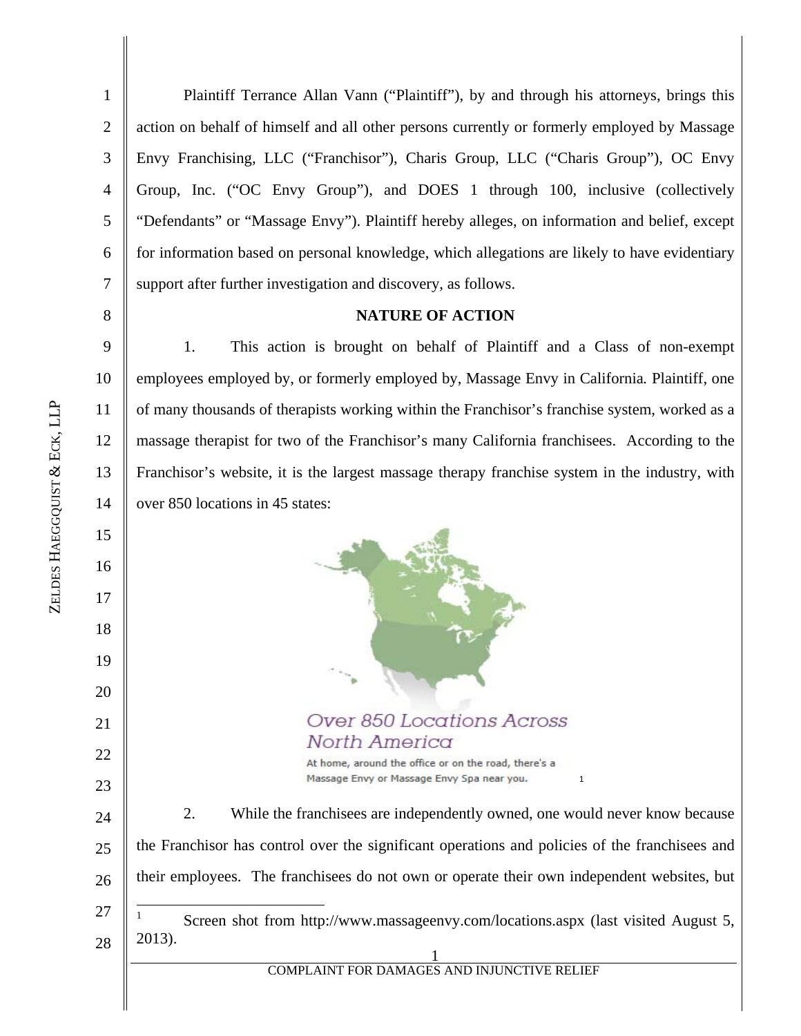Plaintiff Terrance Allan Vann ("Plaintiff"), by and through his attorneys, brings this action on behalf of himself and all other persons currently or formerly employed by Massage Envy Franchising, LLC ("Franchisor"), Charis Group, LLC ("Charis Group"), OC Envy Group, Inc. ("OC Envy Group"), and DOES 1 through 100, inclusive (collectively "Defendants" or "Massage Envy"). Plaintiff hereby alleges, on information and belief, except for information based on personal knowledge, which allegations are likely to have evidentiary support after further investigation and discovery, as follows.

## NATURE OF ACTION

1. This action is brought on behalf of Plaintiff and a Class of non-exempt employees employed by, or formerly employed by, Massage Envy in California. Plaintiff, one of many thousands of therapists working within the Franchisor's franchise system, worked as a massage therapist for two of the Franchisor's many California franchisees. According to the Franchisor's website, it is the largest massage therapy franchise system in the industry, with over 850 locations in 45 states:

Over 850 Locations Across North America

At home, around the office or on the road, there's a Massage Envy or Massage Envy Spa near you.[1]

2. While the franchisees are independently owned, one would never know because the Franchisor has control over the significant operations and policies of the franchisees and their employees. The franchisees do not own or operate their own independent websites, but

[1] Screen shot from http://www.massageenvy.com/locations.aspx (last visited August 5, 2013).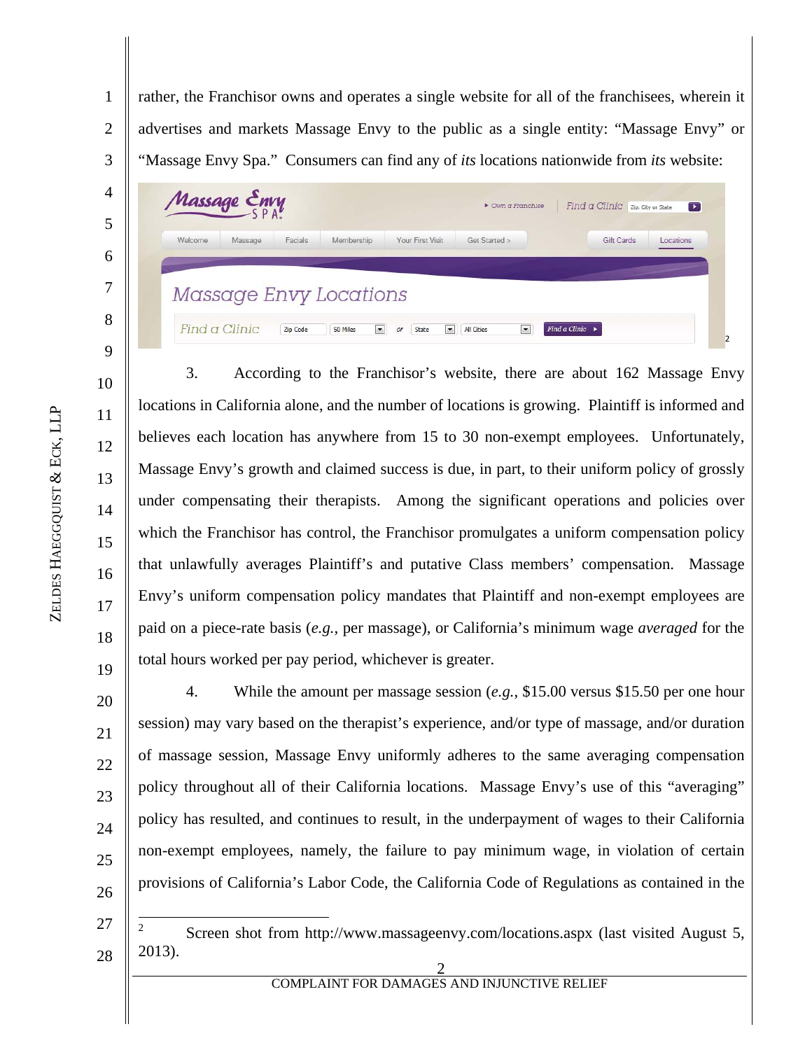rather, the Franchisor owns and operates a single website for all of the franchisees, wherein it advertises and markets Massage Envy to the public as a single entity: "Massage Envy" or "Massage Envy Spa." Consumers can find any of *its* locations nationwide from *its* website:

[2]

3. According to the Franchisor's website, there are about 162 Massage Envy locations in California alone, and the number of locations is growing. Plaintiff is informed and believes each location has anywhere from 15 to 30 non-exempt employees. Unfortunately, Massage Envy's growth and claimed success is due, in part, to their uniform policy of grossly under compensating their therapists. Among the significant operations and policies over which the Franchisor has control, the Franchisor promulgates a uniform compensation policy that unlawfully averages Plaintiff's and putative Class members' compensation. Massage Envy's uniform compensation policy mandates that Plaintiff and non-exempt employees are paid on a piece-rate basis (*e.g.*, per massage), or California's minimum wage *averaged* for the total hours worked per pay period, whichever is greater.

4. While the amount per massage session (*e.g.*, $15.00 versus $15.50 per one hour session) may vary based on the therapist's experience, and/or type of massage, and/or duration of massage session, Massage Envy uniformly adheres to the same averaging compensation policy throughout all of their California locations. Massage Envy's use of this "averaging" policy has resulted, and continues to result, in the underpayment of wages to their California non-exempt employees, namely, the failure to pay minimum wage, in violation of certain provisions of California's Labor Code, the California Code of Regulations as contained in the

---

[2] Screen shot from http://www.massageenvy.com/locations.aspx (last visited August 5, 2013).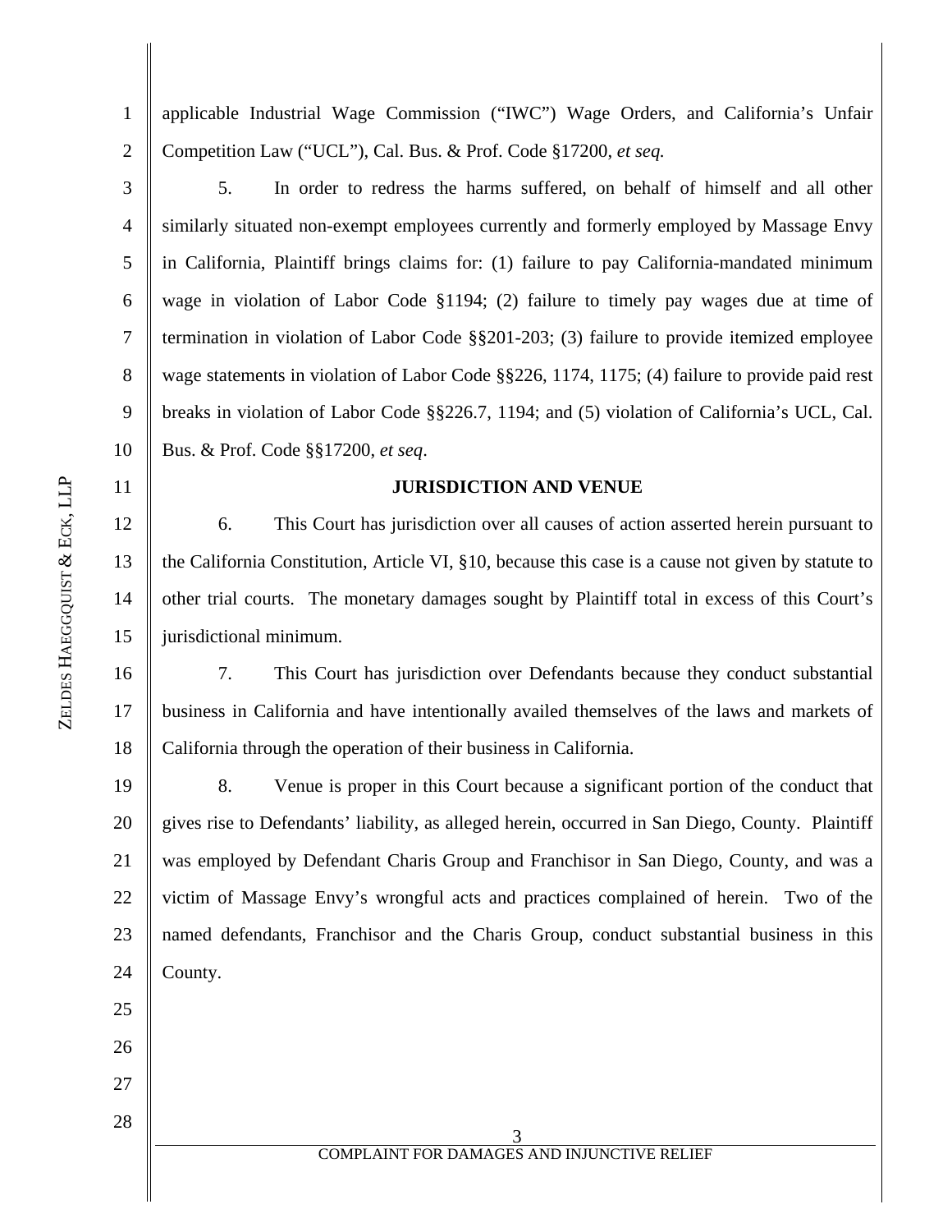applicable Industrial Wage Commission ("IWC") Wage Orders, and California's Unfair Competition Law ("UCL"), Cal. Bus. & Prof. Code §17200, *et seq.*

5. In order to redress the harms suffered, on behalf of himself and all other similarly situated non-exempt employees currently and formerly employed by Massage Envy in California, Plaintiff brings claims for: (1) failure to pay California-mandated minimum wage in violation of Labor Code §1194; (2) failure to timely pay wages due at time of termination in violation of Labor Code §§201-203; (3) failure to provide itemized employee wage statements in violation of Labor Code §§226, 1174, 1175; (4) failure to provide paid rest breaks in violation of Labor Code §§226.7, 1194; and (5) violation of California's UCL, Cal. Bus. & Prof. Code §§17200, *et seq*.

**JURISDICTION AND VENUE**

6. This Court has jurisdiction over all causes of action asserted herein pursuant to the California Constitution, Article VI, §10, because this case is a cause not given by statute to other trial courts. The monetary damages sought by Plaintiff total in excess of this Court's jurisdictional minimum.

7. This Court has jurisdiction over Defendants because they conduct substantial business in California and have intentionally availed themselves of the laws and markets of California through the operation of their business in California.

8. Venue is proper in this Court because a significant portion of the conduct that gives rise to Defendants' liability, as alleged herein, occurred in San Diego, County. Plaintiff was employed by Defendant Charis Group and Franchisor in San Diego, County, and was a victim of Massage Envy's wrongful acts and practices complained of herein. Two of the named defendants, Franchisor and the Charis Group, conduct substantial business in this County.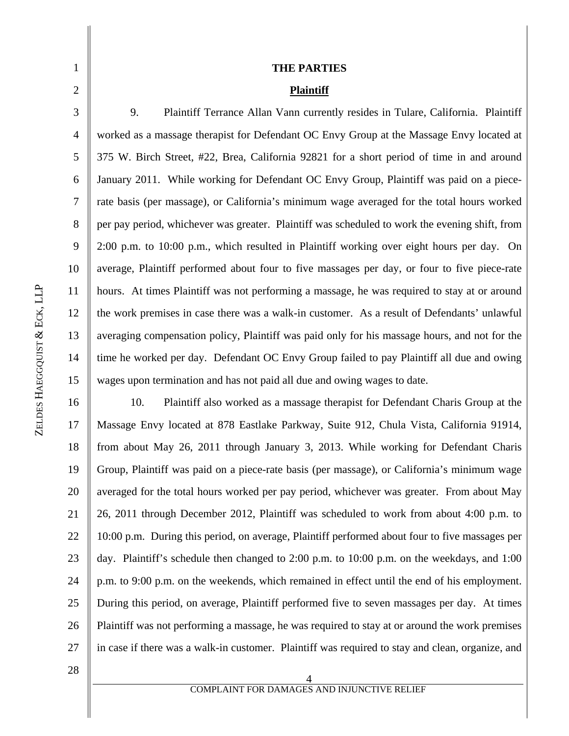## THE PARTIES

### Plaintiff

9. Plaintiff Terrance Allan Vann currently resides in Tulare, California. Plaintiff worked as a massage therapist for Defendant OC Envy Group at the Massage Envy located at 375 W. Birch Street, #22, Brea, California 92821 for a short period of time in and around January 2011. While working for Defendant OC Envy Group, Plaintiff was paid on a piece-rate basis (per massage), or California's minimum wage averaged for the total hours worked per pay period, whichever was greater. Plaintiff was scheduled to work the evening shift, from 2:00 p.m. to 10:00 p.m., which resulted in Plaintiff working over eight hours per day. On average, Plaintiff performed about four to five massages per day, or four to five piece-rate hours. At times Plaintiff was not performing a massage, he was required to stay at or around the work premises in case there was a walk-in customer. As a result of Defendants' unlawful averaging compensation policy, Plaintiff was paid only for his massage hours, and not for the time he worked per day. Defendant OC Envy Group failed to pay Plaintiff all due and owing wages upon termination and has not paid all due and owing wages to date.

10. Plaintiff also worked as a massage therapist for Defendant Charis Group at the Massage Envy located at 878 Eastlake Parkway, Suite 912, Chula Vista, California 91914, from about May 26, 2011 through January 3, 2013. While working for Defendant Charis Group, Plaintiff was paid on a piece-rate basis (per massage), or California's minimum wage averaged for the total hours worked per pay period, whichever was greater. From about May 26, 2011 through December 2012, Plaintiff was scheduled to work from about 4:00 p.m. to 10:00 p.m. During this period, on average, Plaintiff performed about four to five massages per day. Plaintiff's schedule then changed to 2:00 p.m. to 10:00 p.m. on the weekdays, and 1:00 p.m. to 9:00 p.m. on the weekends, which remained in effect until the end of his employment. During this period, on average, Plaintiff performed five to seven massages per day. At times Plaintiff was not performing a massage, he was required to stay at or around the work premises in case if there was a walk-in customer. Plaintiff was required to stay and clean, organize, and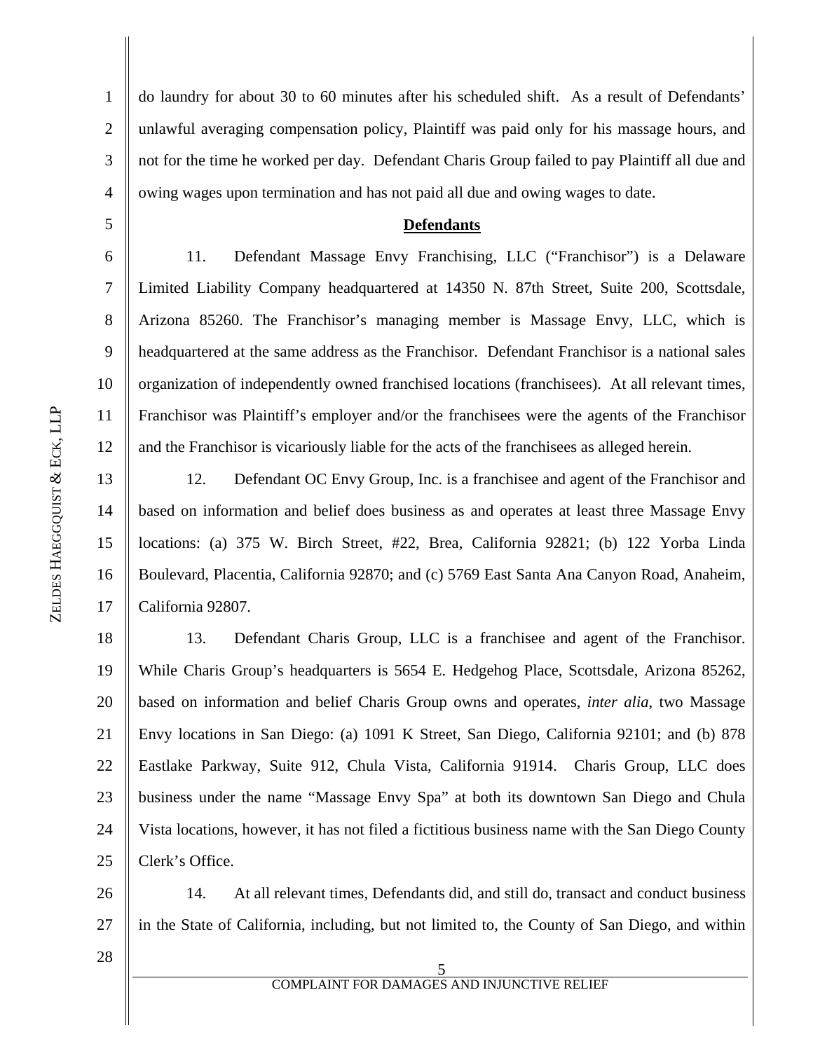do laundry for about 30 to 60 minutes after his scheduled shift. As a result of Defendants' unlawful averaging compensation policy, Plaintiff was paid only for his massage hours, and not for the time he worked per day. Defendant Charis Group failed to pay Plaintiff all due and owing wages upon termination and has not paid all due and owing wages to date.

**Defendants**

11. Defendant Massage Envy Franchising, LLC ("Franchisor") is a Delaware Limited Liability Company headquartered at 14350 N. 87th Street, Suite 200, Scottsdale, Arizona 85260. The Franchisor's managing member is Massage Envy, LLC, which is headquartered at the same address as the Franchisor. Defendant Franchisor is a national sales organization of independently owned franchised locations (franchisees). At all relevant times, Franchisor was Plaintiff's employer and/or the franchisees were the agents of the Franchisor and the Franchisor is vicariously liable for the acts of the franchisees as alleged herein.

12. Defendant OC Envy Group, Inc. is a franchisee and agent of the Franchisor and based on information and belief does business as and operates at least three Massage Envy locations: (a) 375 W. Birch Street, #22, Brea, California 92821; (b) 122 Yorba Linda Boulevard, Placentia, California 92870; and (c) 5769 East Santa Ana Canyon Road, Anaheim, California 92807.

13. Defendant Charis Group, LLC is a franchisee and agent of the Franchisor. While Charis Group's headquarters is 5654 E. Hedgehog Place, Scottsdale, Arizona 85262, based on information and belief Charis Group owns and operates, *inter alia*, two Massage Envy locations in San Diego: (a) 1091 K Street, San Diego, California 92101; and (b) 878 Eastlake Parkway, Suite 912, Chula Vista, California 91914. Charis Group, LLC does business under the name "Massage Envy Spa" at both its downtown San Diego and Chula Vista locations, however, it has not filed a fictitious business name with the San Diego County Clerk's Office.

14. At all relevant times, Defendants did, and still do, transact and conduct business in the State of California, including, but not limited to, the County of San Diego, and within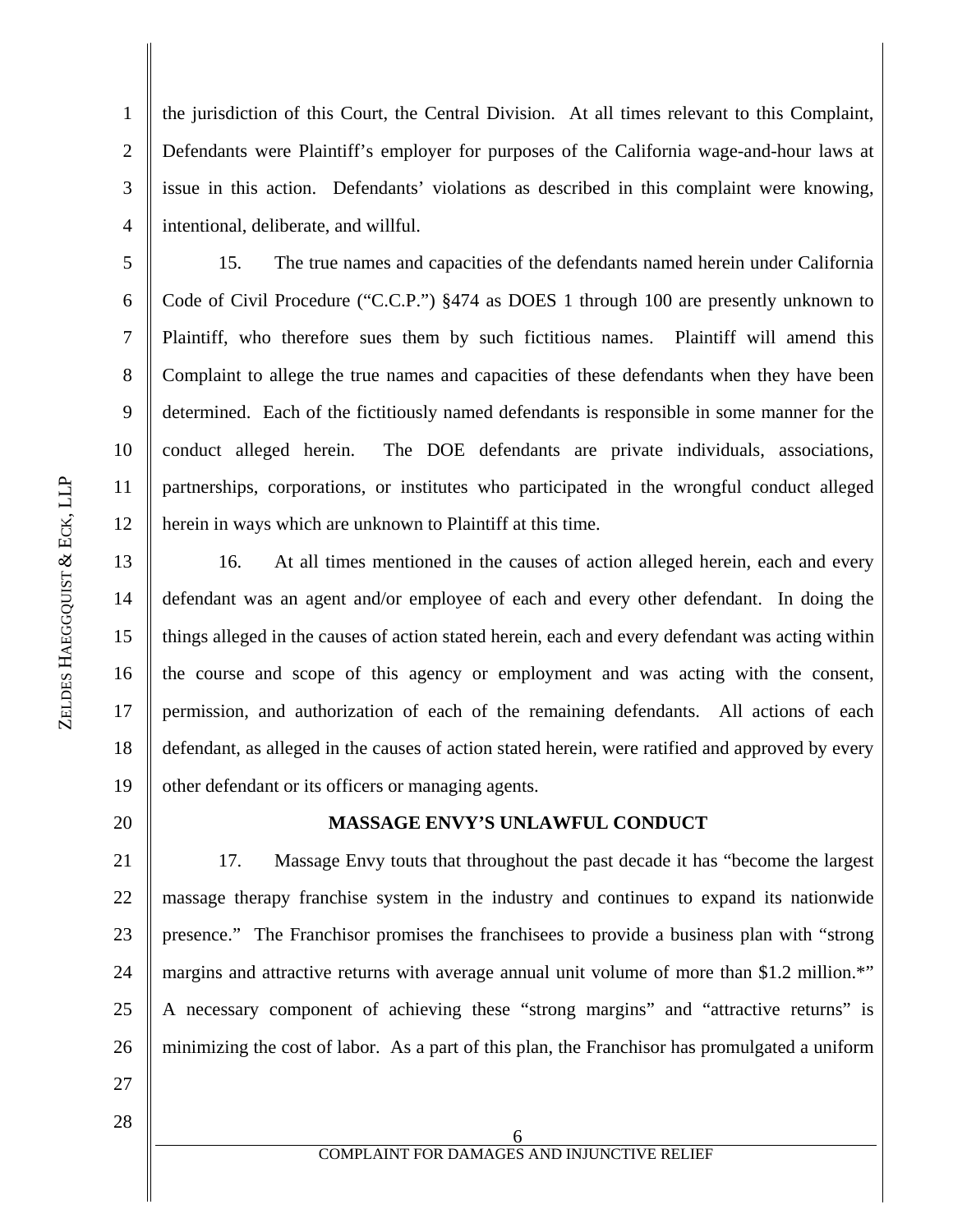the jurisdiction of this Court, the Central Division. At all times relevant to this Complaint, Defendants were Plaintiff's employer for purposes of the California wage-and-hour laws at issue in this action. Defendants' violations as described in this complaint were knowing, intentional, deliberate, and willful.

15. The true names and capacities of the defendants named herein under California Code of Civil Procedure ("C.C.P.") §474 as DOES 1 through 100 are presently unknown to Plaintiff, who therefore sues them by such fictitious names. Plaintiff will amend this Complaint to allege the true names and capacities of these defendants when they have been determined. Each of the fictitiously named defendants is responsible in some manner for the conduct alleged herein. The DOE defendants are private individuals, associations, partnerships, corporations, or institutes who participated in the wrongful conduct alleged herein in ways which are unknown to Plaintiff at this time.

16. At all times mentioned in the causes of action alleged herein, each and every defendant was an agent and/or employee of each and every other defendant. In doing the things alleged in the causes of action stated herein, each and every defendant was acting within the course and scope of this agency or employment and was acting with the consent, permission, and authorization of each of the remaining defendants. All actions of each defendant, as alleged in the causes of action stated herein, were ratified and approved by every other defendant or its officers or managing agents.

**MASSAGE ENVY'S UNLAWFUL CONDUCT**

17. Massage Envy touts that throughout the past decade it has "become the largest massage therapy franchise system in the industry and continues to expand its nationwide presence." The Franchisor promises the franchisees to provide a business plan with "strong margins and attractive returns with average annual unit volume of more than $1.2 million.*" A necessary component of achieving these "strong margins" and "attractive returns" is minimizing the cost of labor. As a part of this plan, the Franchisor has promulgated a uniform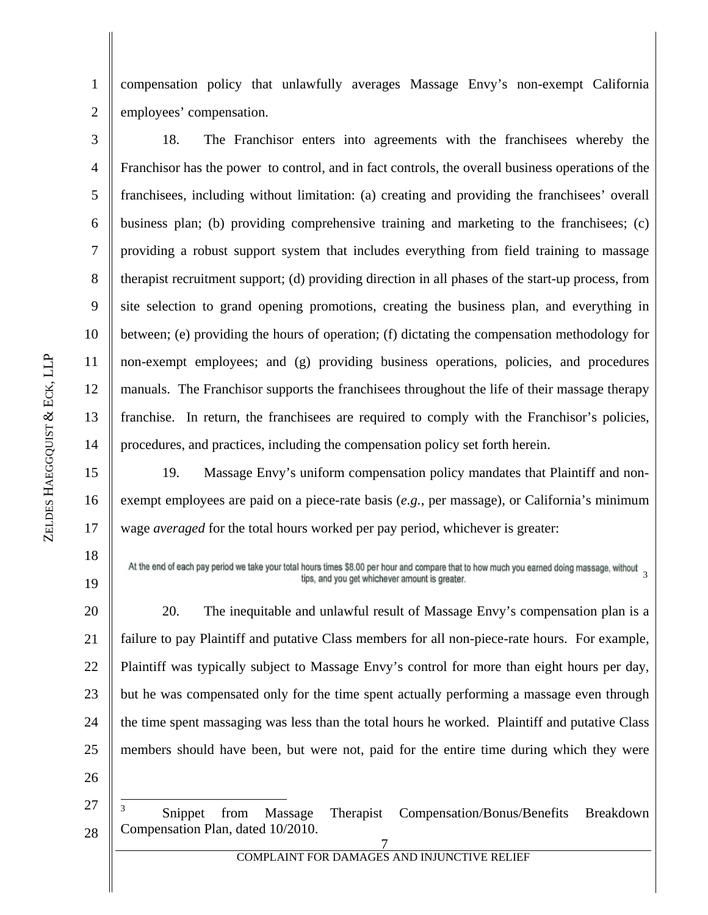compensation policy that unlawfully averages Massage Envy's non-exempt California employees' compensation.

18. The Franchisor enters into agreements with the franchisees whereby the Franchisor has the power to control, and in fact controls, the overall business operations of the franchisees, including without limitation: (a) creating and providing the franchisees' overall business plan; (b) providing comprehensive training and marketing to the franchisees; (c) providing a robust support system that includes everything from field training to massage therapist recruitment support; (d) providing direction in all phases of the start-up process, from site selection to grand opening promotions, creating the business plan, and everything in between; (e) providing the hours of operation; (f) dictating the compensation methodology for non-exempt employees; and (g) providing business operations, policies, and procedures manuals. The Franchisor supports the franchisees throughout the life of their massage therapy franchise. In return, the franchisees are required to comply with the Franchisor's policies, procedures, and practices, including the compensation policy set forth herein.

19. Massage Envy's uniform compensation policy mandates that Plaintiff and non-exempt employees are paid on a piece-rate basis (*e.g.*, per massage), or California's minimum wage *averaged* for the total hours worked per pay period, whichever is greater:

At the end of each pay period we take your total hours times $8.00 per hour and compare that to how much you earned doing massage, without tips, and you get whichever amount is greater.[3]

20. The inequitable and unlawful result of Massage Envy's compensation plan is a failure to pay Plaintiff and putative Class members for all non-piece-rate hours. For example, Plaintiff was typically subject to Massage Envy's control for more than eight hours per day, but he was compensated only for the time spent actually performing a massage even through the time spent massaging was less than the total hours he worked. Plaintiff and putative Class members should have been, but were not, paid for the entire time during which they were

[3] Snippet from Massage Therapist Compensation/Bonus/Benefits Breakdown Compensation Plan, dated 10/2010.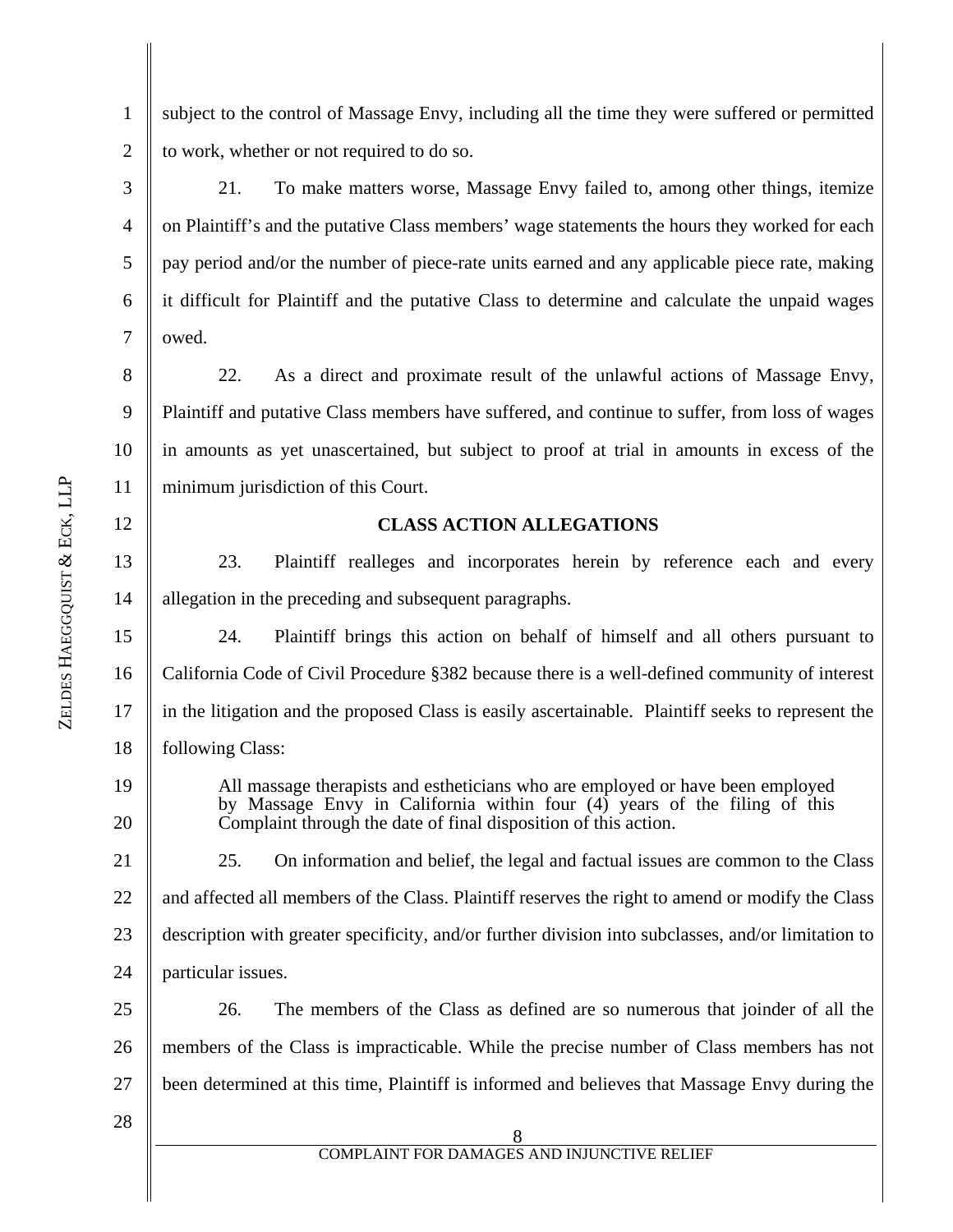subject to the control of Massage Envy, including all the time they were suffered or permitted to work, whether or not required to do so.

21. To make matters worse, Massage Envy failed to, among other things, itemize on Plaintiff's and the putative Class members' wage statements the hours they worked for each pay period and/or the number of piece-rate units earned and any applicable piece rate, making it difficult for Plaintiff and the putative Class to determine and calculate the unpaid wages owed.

22. As a direct and proximate result of the unlawful actions of Massage Envy, Plaintiff and putative Class members have suffered, and continue to suffer, from loss of wages in amounts as yet unascertained, but subject to proof at trial in amounts in excess of the minimum jurisdiction of this Court.

**CLASS ACTION ALLEGATIONS**

23. Plaintiff realleges and incorporates herein by reference each and every allegation in the preceding and subsequent paragraphs.

24. Plaintiff brings this action on behalf of himself and all others pursuant to California Code of Civil Procedure §382 because there is a well-defined community of interest in the litigation and the proposed Class is easily ascertainable. Plaintiff seeks to represent the following Class:

> All massage therapists and estheticians who are employed or have been employed by Massage Envy in California within four (4) years of the filing of this Complaint through the date of final disposition of this action.

25. On information and belief, the legal and factual issues are common to the Class and affected all members of the Class. Plaintiff reserves the right to amend or modify the Class description with greater specificity, and/or further division into subclasses, and/or limitation to particular issues.

26. The members of the Class as defined are so numerous that joinder of all the members of the Class is impracticable. While the precise number of Class members has not been determined at this time, Plaintiff is informed and believes that Massage Envy during the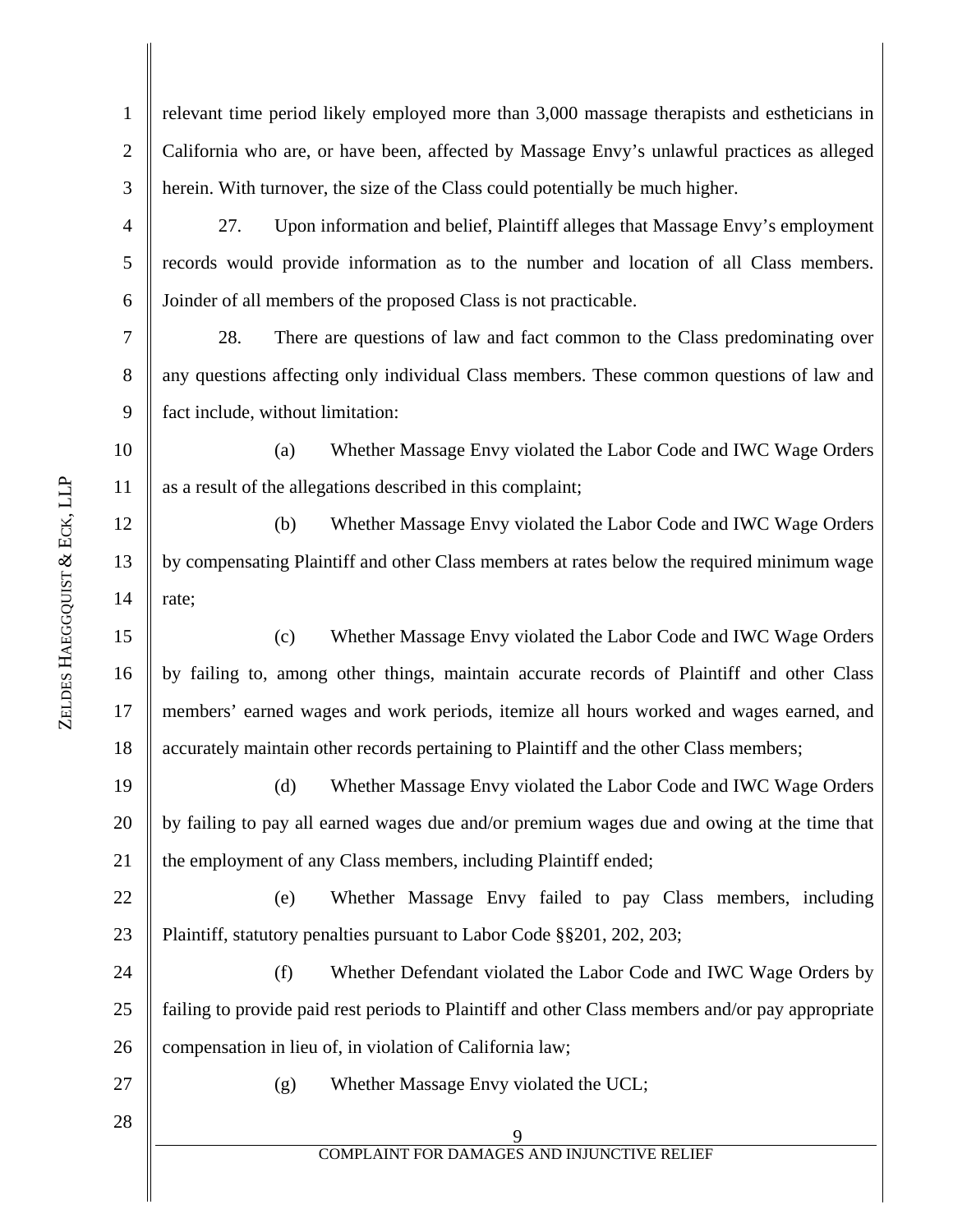relevant time period likely employed more than 3,000 massage therapists and estheticians in California who are, or have been, affected by Massage Envy's unlawful practices as alleged herein. With turnover, the size of the Class could potentially be much higher.

27. Upon information and belief, Plaintiff alleges that Massage Envy's employment records would provide information as to the number and location of all Class members. Joinder of all members of the proposed Class is not practicable.

28. There are questions of law and fact common to the Class predominating over any questions affecting only individual Class members. These common questions of law and fact include, without limitation:

(a) Whether Massage Envy violated the Labor Code and IWC Wage Orders as a result of the allegations described in this complaint;

(b) Whether Massage Envy violated the Labor Code and IWC Wage Orders by compensating Plaintiff and other Class members at rates below the required minimum wage rate;

(c) Whether Massage Envy violated the Labor Code and IWC Wage Orders by failing to, among other things, maintain accurate records of Plaintiff and other Class members' earned wages and work periods, itemize all hours worked and wages earned, and accurately maintain other records pertaining to Plaintiff and the other Class members;

(d) Whether Massage Envy violated the Labor Code and IWC Wage Orders by failing to pay all earned wages due and/or premium wages due and owing at the time that the employment of any Class members, including Plaintiff ended;

(e) Whether Massage Envy failed to pay Class members, including Plaintiff, statutory penalties pursuant to Labor Code §§201, 202, 203;

(f) Whether Defendant violated the Labor Code and IWC Wage Orders by failing to provide paid rest periods to Plaintiff and other Class members and/or pay appropriate compensation in lieu of, in violation of California law;

(g) Whether Massage Envy violated the UCL;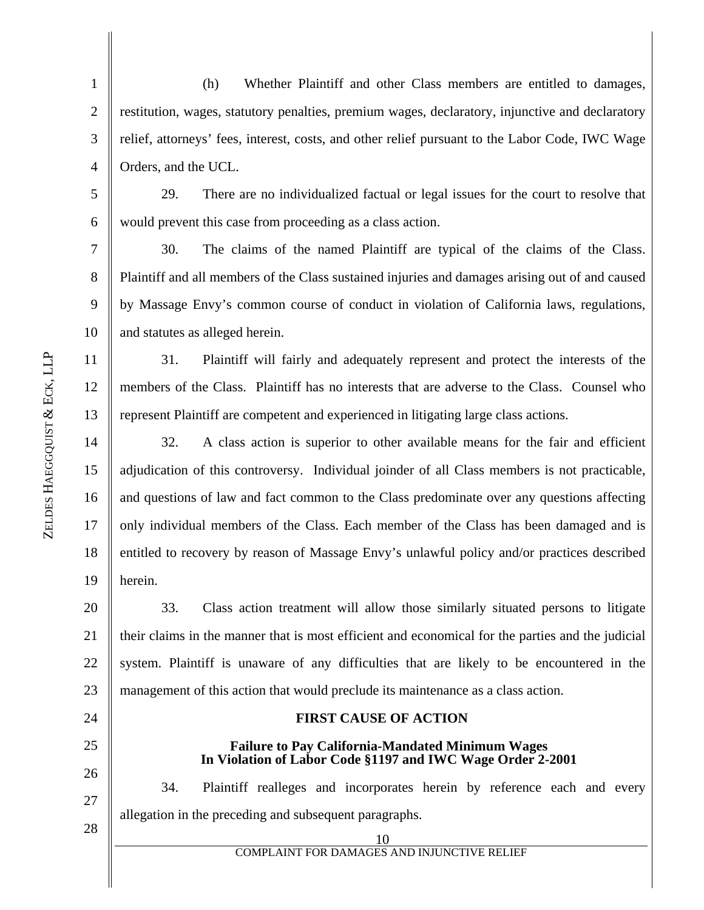(h) Whether Plaintiff and other Class members are entitled to damages, restitution, wages, statutory penalties, premium wages, declaratory, injunctive and declaratory relief, attorneys' fees, interest, costs, and other relief pursuant to the Labor Code, IWC Wage Orders, and the UCL.

29. There are no individualized factual or legal issues for the court to resolve that would prevent this case from proceeding as a class action.

30. The claims of the named Plaintiff are typical of the claims of the Class. Plaintiff and all members of the Class sustained injuries and damages arising out of and caused by Massage Envy's common course of conduct in violation of California laws, regulations, and statutes as alleged herein.

31. Plaintiff will fairly and adequately represent and protect the interests of the members of the Class. Plaintiff has no interests that are adverse to the Class. Counsel who represent Plaintiff are competent and experienced in litigating large class actions.

32. A class action is superior to other available means for the fair and efficient adjudication of this controversy. Individual joinder of all Class members is not practicable, and questions of law and fact common to the Class predominate over any questions affecting only individual members of the Class. Each member of the Class has been damaged and is entitled to recovery by reason of Massage Envy's unlawful policy and/or practices described herein.

33. Class action treatment will allow those similarly situated persons to litigate their claims in the manner that is most efficient and economical for the parties and the judicial system. Plaintiff is unaware of any difficulties that are likely to be encountered in the management of this action that would preclude its maintenance as a class action.

## FIRST CAUSE OF ACTION

### Failure to Pay California-Mandated Minimum Wages In Violation of Labor Code §1197 and IWC Wage Order 2-2001

34. Plaintiff realleges and incorporates herein by reference each and every allegation in the preceding and subsequent paragraphs.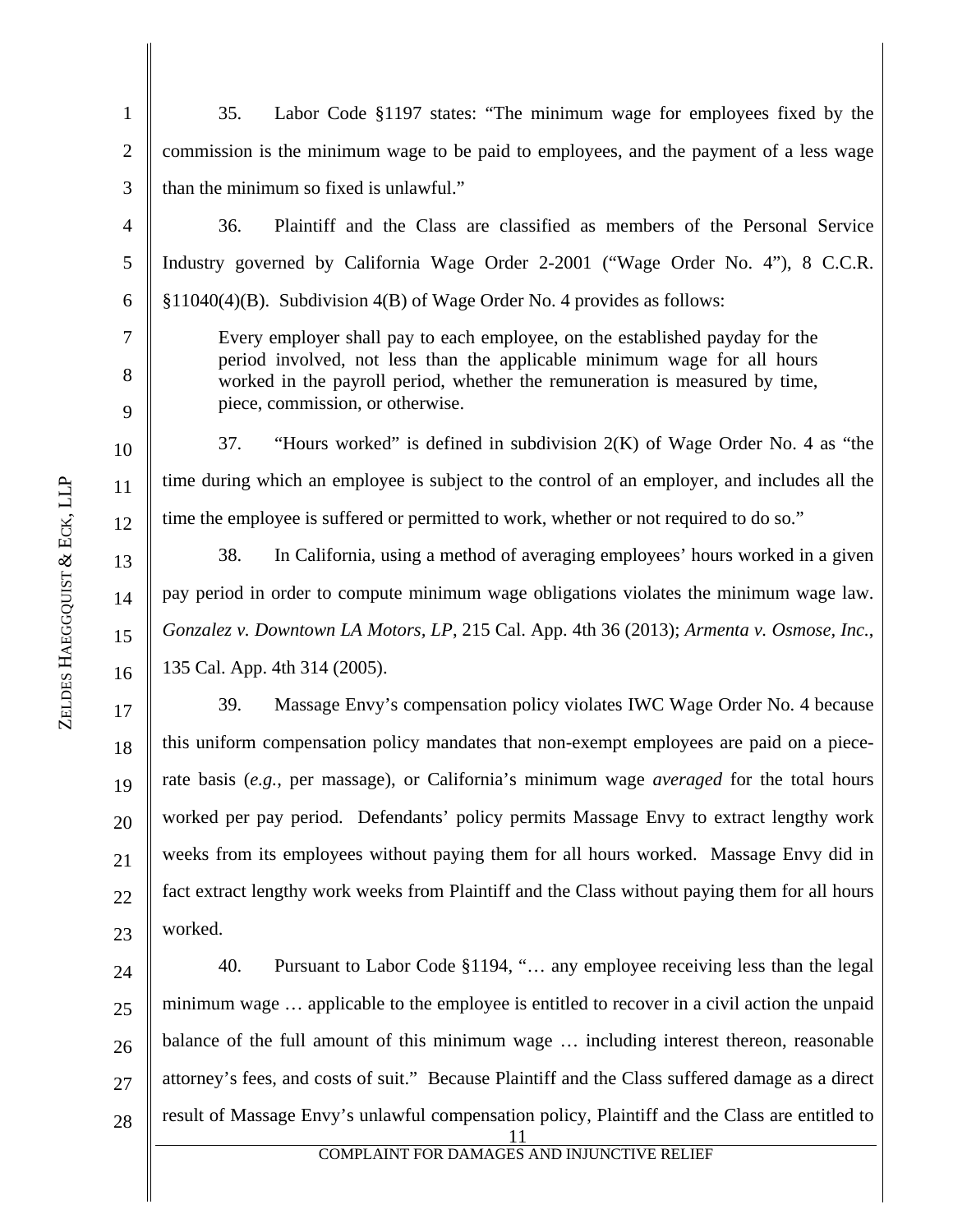35. Labor Code §1197 states: "The minimum wage for employees fixed by the commission is the minimum wage to be paid to employees, and the payment of a less wage than the minimum so fixed is unlawful."

36. Plaintiff and the Class are classified as members of the Personal Service Industry governed by California Wage Order 2-2001 ("Wage Order No. 4"), 8 C.C.R. §11040(4)(B). Subdivision 4(B) of Wage Order No. 4 provides as follows:

> Every employer shall pay to each employee, on the established payday for the period involved, not less than the applicable minimum wage for all hours worked in the payroll period, whether the remuneration is measured by time, piece, commission, or otherwise.

37. "Hours worked" is defined in subdivision 2(K) of Wage Order No. 4 as "the time during which an employee is subject to the control of an employer, and includes all the time the employee is suffered or permitted to work, whether or not required to do so."

38. In California, using a method of averaging employees' hours worked in a given pay period in order to compute minimum wage obligations violates the minimum wage law. *Gonzalez v. Downtown LA Motors, LP*, 215 Cal. App. 4th 36 (2013); *Armenta v. Osmose, Inc.*, 135 Cal. App. 4th 314 (2005).

39. Massage Envy's compensation policy violates IWC Wage Order No. 4 because this uniform compensation policy mandates that non-exempt employees are paid on a piece-rate basis (*e.g.*, per massage), or California's minimum wage *averaged* for the total hours worked per pay period. Defendants' policy permits Massage Envy to extract lengthy work weeks from its employees without paying them for all hours worked. Massage Envy did in fact extract lengthy work weeks from Plaintiff and the Class without paying them for all hours worked.

40. Pursuant to Labor Code §1194, "… any employee receiving less than the legal minimum wage … applicable to the employee is entitled to recover in a civil action the unpaid balance of the full amount of this minimum wage … including interest thereon, reasonable attorney's fees, and costs of suit." Because Plaintiff and the Class suffered damage as a direct result of Massage Envy's unlawful compensation policy, Plaintiff and the Class are entitled to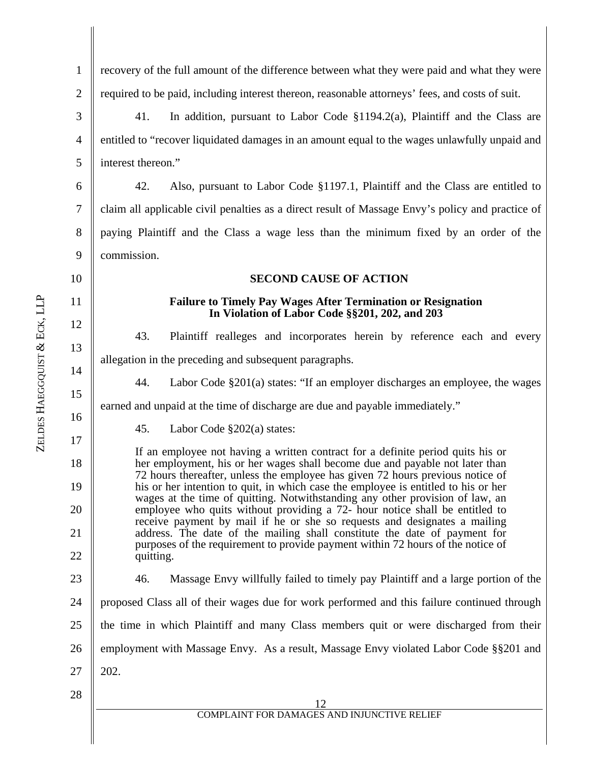recovery of the full amount of the difference between what they were paid and what they were required to be paid, including interest thereon, reasonable attorneys' fees, and costs of suit.

41. In addition, pursuant to Labor Code §1194.2(a), Plaintiff and the Class are entitled to "recover liquidated damages in an amount equal to the wages unlawfully unpaid and interest thereon."

42. Also, pursuant to Labor Code §1197.1, Plaintiff and the Class are entitled to claim all applicable civil penalties as a direct result of Massage Envy's policy and practice of paying Plaintiff and the Class a wage less than the minimum fixed by an order of the commission.

## SECOND CAUSE OF ACTION

**Failure to Timely Pay Wages After Termination or Resignation In Violation of Labor Code §§201, 202, and 203**

43. Plaintiff realleges and incorporates herein by reference each and every allegation in the preceding and subsequent paragraphs.

44. Labor Code §201(a) states: "If an employer discharges an employee, the wages earned and unpaid at the time of discharge are due and payable immediately."

45. Labor Code §202(a) states:

> If an employee not having a written contract for a definite period quits his or her employment, his or her wages shall become due and payable not later than 72 hours thereafter, unless the employee has given 72 hours previous notice of his or her intention to quit, in which case the employee is entitled to his or her wages at the time of quitting. Notwithstanding any other provision of law, an employee who quits without providing a 72- hour notice shall be entitled to receive payment by mail if he or she so requests and designates a mailing address. The date of the mailing shall constitute the date of payment for purposes of the requirement to provide payment within 72 hours of the notice of quitting.

46. Massage Envy willfully failed to timely pay Plaintiff and a large portion of the proposed Class all of their wages due for work performed and this failure continued through the time in which Plaintiff and many Class members quit or were discharged from their employment with Massage Envy. As a result, Massage Envy violated Labor Code §§201 and 202.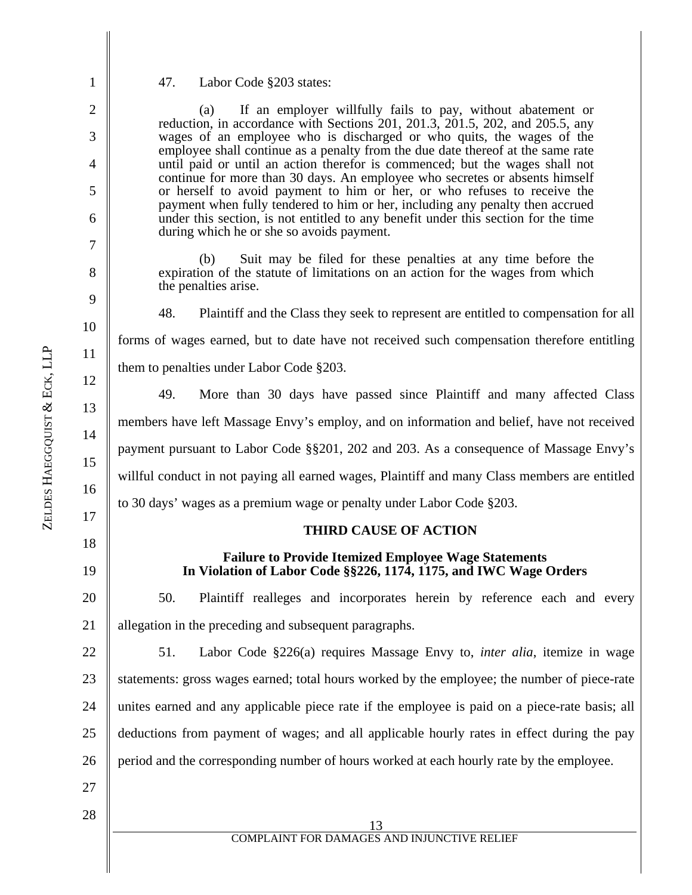47. Labor Code §203 states:

> (a) If an employer willfully fails to pay, without abatement or reduction, in accordance with Sections 201, 201.3, 201.5, 202, and 205.5, any wages of an employee who is discharged or who quits, the wages of the employee shall continue as a penalty from the due date thereof at the same rate until paid or until an action therefor is commenced; but the wages shall not continue for more than 30 days. An employee who secretes or absents himself or herself to avoid payment to him or her, or who refuses to receive the payment when fully tendered to him or her, including any penalty then accrued under this section, is not entitled to any benefit under this section for the time during which he or she so avoids payment.
>
> (b) Suit may be filed for these penalties at any time before the expiration of the statute of limitations on an action for the wages from which the penalties arise.

48. Plaintiff and the Class they seek to represent are entitled to compensation for all forms of wages earned, but to date have not received such compensation therefore entitling them to penalties under Labor Code §203.

49. More than 30 days have passed since Plaintiff and many affected Class members have left Massage Envy's employ, and on information and belief, have not received payment pursuant to Labor Code §§201, 202 and 203. As a consequence of Massage Envy's willful conduct in not paying all earned wages, Plaintiff and many Class members are entitled to 30 days' wages as a premium wage or penalty under Labor Code §203.

## THIRD CAUSE OF ACTION

### Failure to Provide Itemized Employee Wage Statements In Violation of Labor Code §§226, 1174, 1175, and IWC Wage Orders

50. Plaintiff realleges and incorporates herein by reference each and every allegation in the preceding and subsequent paragraphs.

51. Labor Code §226(a) requires Massage Envy to, *inter alia*, itemize in wage statements: gross wages earned; total hours worked by the employee; the number of piece-rate unites earned and any applicable piece rate if the employee is paid on a piece-rate basis; all deductions from payment of wages; and all applicable hourly rates in effect during the pay period and the corresponding number of hours worked at each hourly rate by the employee.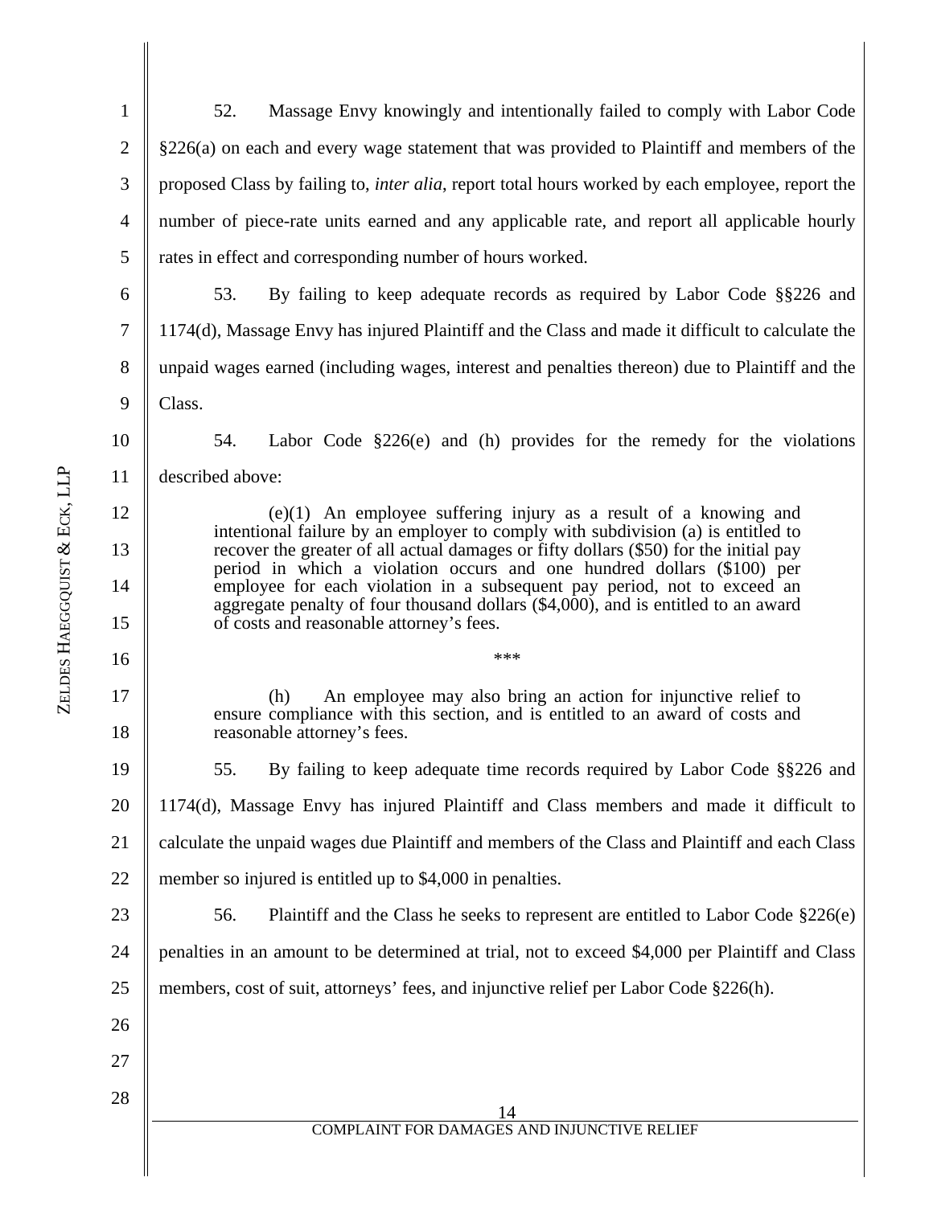52. Massage Envy knowingly and intentionally failed to comply with Labor Code §226(a) on each and every wage statement that was provided to Plaintiff and members of the proposed Class by failing to, *inter alia*, report total hours worked by each employee, report the number of piece-rate units earned and any applicable rate, and report all applicable hourly rates in effect and corresponding number of hours worked.

53. By failing to keep adequate records as required by Labor Code §§226 and 1174(d), Massage Envy has injured Plaintiff and the Class and made it difficult to calculate the unpaid wages earned (including wages, interest and penalties thereon) due to Plaintiff and the Class.

54. Labor Code §226(e) and (h) provides for the remedy for the violations described above:

> (e)(1) An employee suffering injury as a result of a knowing and intentional failure by an employer to comply with subdivision (a) is entitled to recover the greater of all actual damages or fifty dollars ($50) for the initial pay period in which a violation occurs and one hundred dollars ($100) per employee for each violation in a subsequent pay period, not to exceed an aggregate penalty of four thousand dollars ($4,000), and is entitled to an award of costs and reasonable attorney's fees.
>
> \*\*\*
>
> (h) An employee may also bring an action for injunctive relief to ensure compliance with this section, and is entitled to an award of costs and reasonable attorney's fees.

55. By failing to keep adequate time records required by Labor Code §§226 and 1174(d), Massage Envy has injured Plaintiff and Class members and made it difficult to calculate the unpaid wages due Plaintiff and members of the Class and Plaintiff and each Class member so injured is entitled up to $4,000 in penalties.

56. Plaintiff and the Class he seeks to represent are entitled to Labor Code §226(e) penalties in an amount to be determined at trial, not to exceed $4,000 per Plaintiff and Class members, cost of suit, attorneys' fees, and injunctive relief per Labor Code §226(h).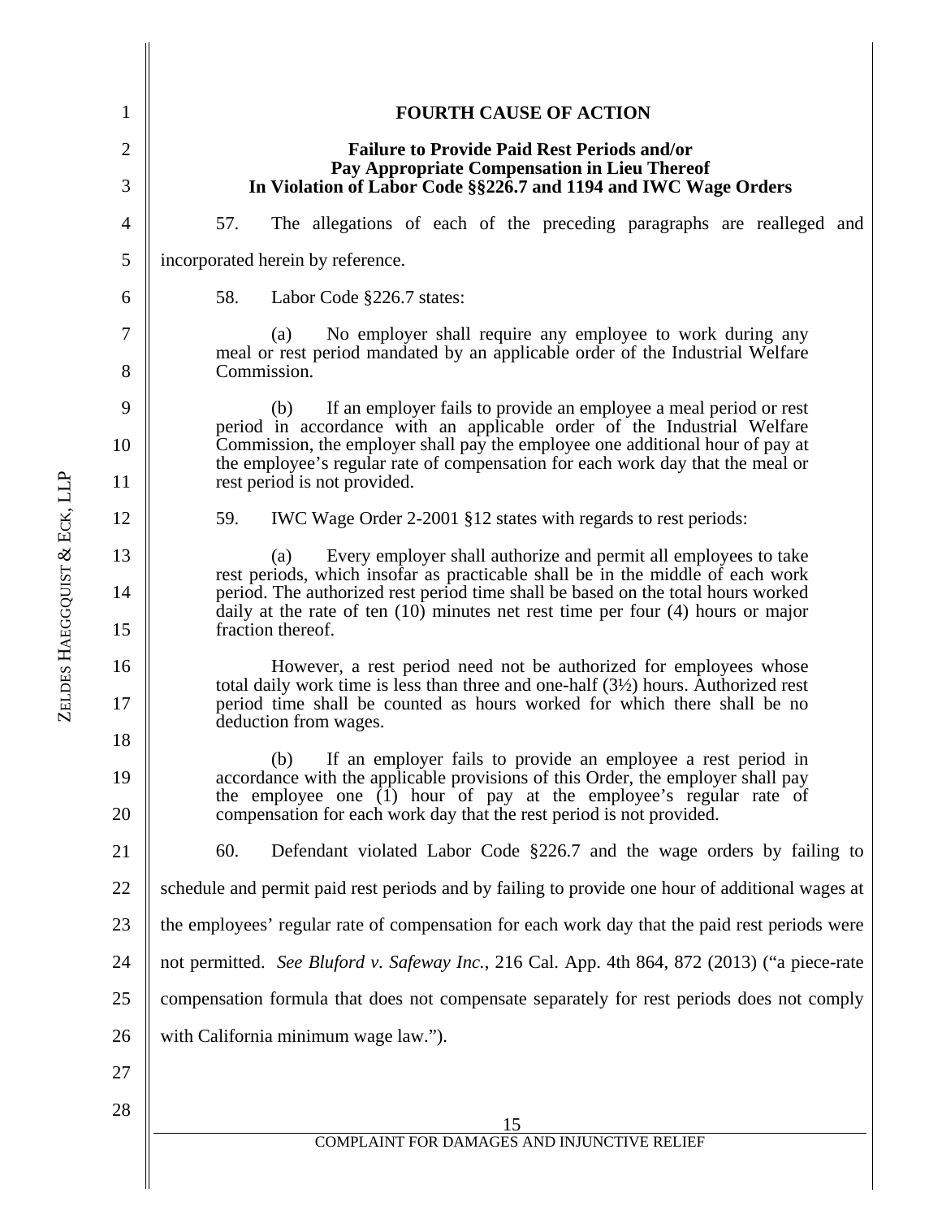**FOURTH CAUSE OF ACTION**

**Failure to Provide Paid Rest Periods and/or Pay Appropriate Compensation in Lieu Thereof In Violation of Labor Code §§226.7 and 1194 and IWC Wage Orders**

57. The allegations of each of the preceding paragraphs are realleged and incorporated herein by reference.

58. Labor Code §226.7 states:

> (a) No employer shall require any employee to work during any meal or rest period mandated by an applicable order of the Industrial Welfare Commission.
>
> (b) If an employer fails to provide an employee a meal period or rest period in accordance with an applicable order of the Industrial Welfare Commission, the employer shall pay the employee one additional hour of pay at the employee's regular rate of compensation for each work day that the meal or rest period is not provided.

59. IWC Wage Order 2-2001 §12 states with regards to rest periods:

> (a) Every employer shall authorize and permit all employees to take rest periods, which insofar as practicable shall be in the middle of each work period. The authorized rest period time shall be based on the total hours worked daily at the rate of ten (10) minutes net rest time per four (4) hours or major fraction thereof.
>
> However, a rest period need not be authorized for employees whose total daily work time is less than three and one-half (3½) hours. Authorized rest period time shall be counted as hours worked for which there shall be no deduction from wages.
>
> (b) If an employer fails to provide an employee a rest period in accordance with the applicable provisions of this Order, the employer shall pay the employee one (1) hour of pay at the employee's regular rate of compensation for each work day that the rest period is not provided.

60. Defendant violated Labor Code §226.7 and the wage orders by failing to schedule and permit paid rest periods and by failing to provide one hour of additional wages at the employees' regular rate of compensation for each work day that the paid rest periods were not permitted. *See Bluford v. Safeway Inc.*, 216 Cal. App. 4th 864, 872 (2013) ("a piece-rate compensation formula that does not compensate separately for rest periods does not comply with California minimum wage law.").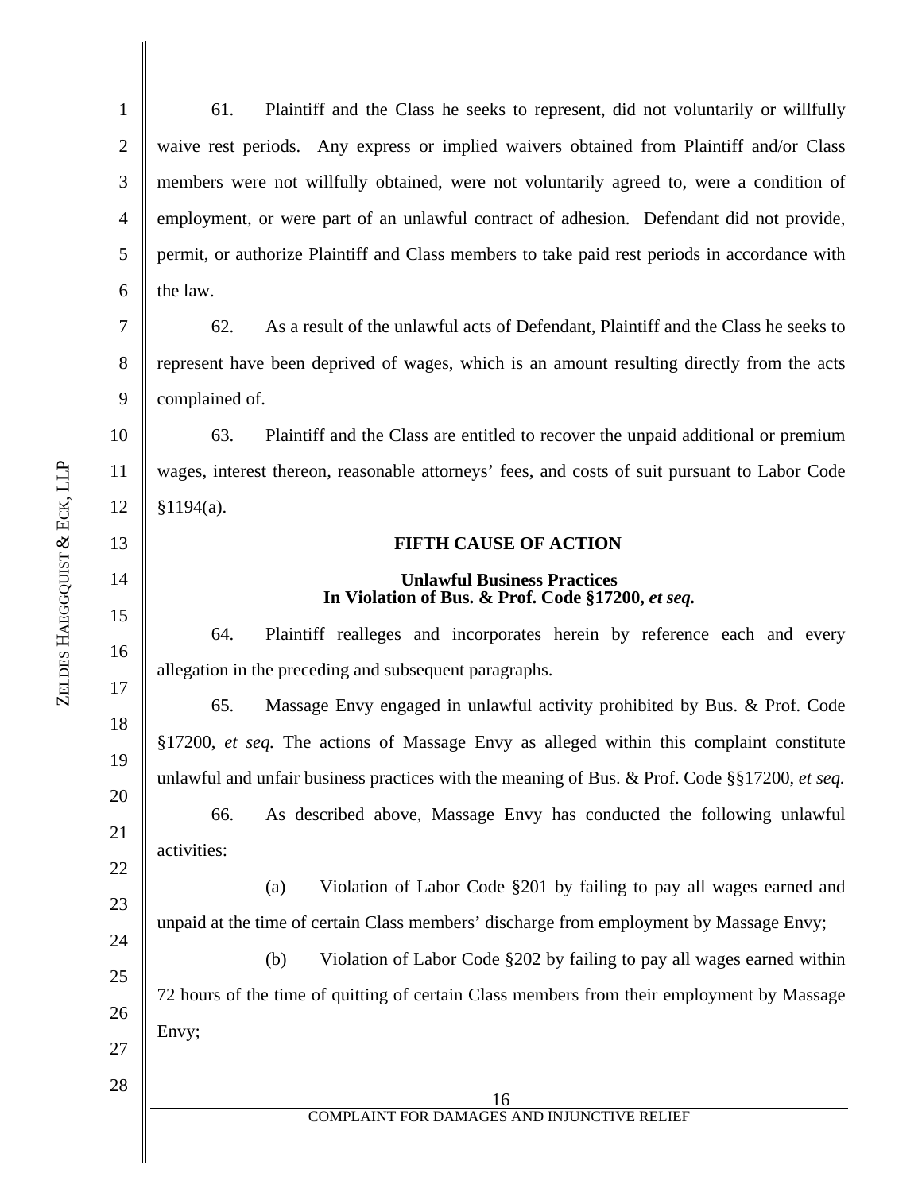61. Plaintiff and the Class he seeks to represent, did not voluntarily or willfully waive rest periods. Any express or implied waivers obtained from Plaintiff and/or Class members were not willfully obtained, were not voluntarily agreed to, were a condition of employment, or were part of an unlawful contract of adhesion. Defendant did not provide, permit, or authorize Plaintiff and Class members to take paid rest periods in accordance with the law.

62. As a result of the unlawful acts of Defendant, Plaintiff and the Class he seeks to represent have been deprived of wages, which is an amount resulting directly from the acts complained of.

63. Plaintiff and the Class are entitled to recover the unpaid additional or premium wages, interest thereon, reasonable attorneys' fees, and costs of suit pursuant to Labor Code §1194(a).

## FIFTH CAUSE OF ACTION

### Unlawful Business Practices In Violation of Bus. & Prof. Code §17200, *et seq.*

64. Plaintiff realleges and incorporates herein by reference each and every allegation in the preceding and subsequent paragraphs.

65. Massage Envy engaged in unlawful activity prohibited by Bus. & Prof. Code §17200, *et seq.* The actions of Massage Envy as alleged within this complaint constitute unlawful and unfair business practices with the meaning of Bus. & Prof. Code §§17200, *et seq.*

66. As described above, Massage Envy has conducted the following unlawful activities:

(a) Violation of Labor Code §201 by failing to pay all wages earned and unpaid at the time of certain Class members' discharge from employment by Massage Envy;

(b) Violation of Labor Code §202 by failing to pay all wages earned within 72 hours of the time of quitting of certain Class members from their employment by Massage Envy;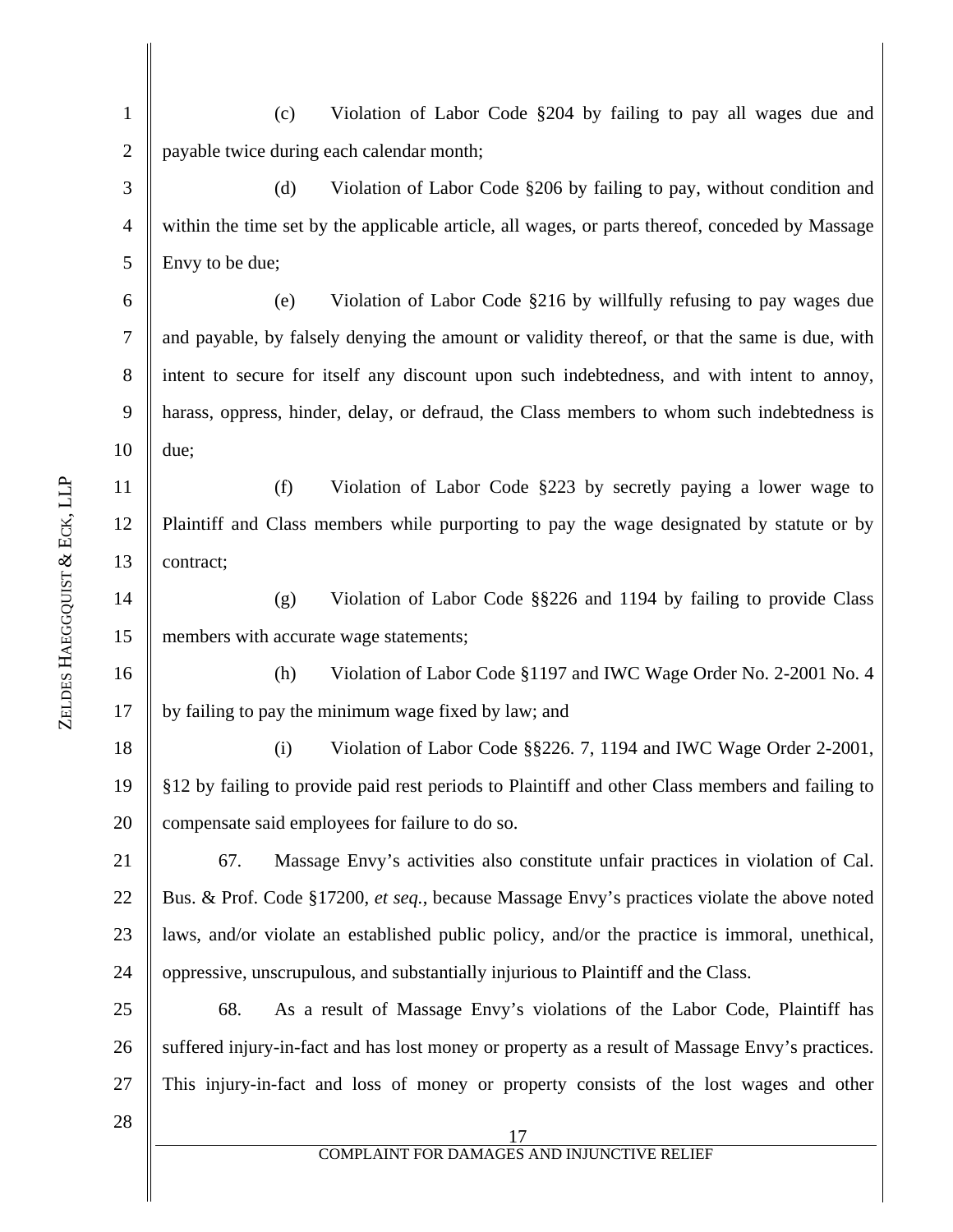(c) Violation of Labor Code §204 by failing to pay all wages due and payable twice during each calendar month;

(d) Violation of Labor Code §206 by failing to pay, without condition and within the time set by the applicable article, all wages, or parts thereof, conceded by Massage Envy to be due;

(e) Violation of Labor Code §216 by willfully refusing to pay wages due and payable, by falsely denying the amount or validity thereof, or that the same is due, with intent to secure for itself any discount upon such indebtedness, and with intent to annoy, harass, oppress, hinder, delay, or defraud, the Class members to whom such indebtedness is due;

(f) Violation of Labor Code §223 by secretly paying a lower wage to Plaintiff and Class members while purporting to pay the wage designated by statute or by contract;

(g) Violation of Labor Code §§226 and 1194 by failing to provide Class members with accurate wage statements;

(h) Violation of Labor Code §1197 and IWC Wage Order No. 2-2001 No. 4 by failing to pay the minimum wage fixed by law; and

(i) Violation of Labor Code §§226. 7, 1194 and IWC Wage Order 2-2001, §12 by failing to provide paid rest periods to Plaintiff and other Class members and failing to compensate said employees for failure to do so.

67. Massage Envy's activities also constitute unfair practices in violation of Cal. Bus. & Prof. Code §17200, *et seq.*, because Massage Envy's practices violate the above noted laws, and/or violate an established public policy, and/or the practice is immoral, unethical, oppressive, unscrupulous, and substantially injurious to Plaintiff and the Class.

68. As a result of Massage Envy's violations of the Labor Code, Plaintiff has suffered injury-in-fact and has lost money or property as a result of Massage Envy's practices. This injury-in-fact and loss of money or property consists of the lost wages and other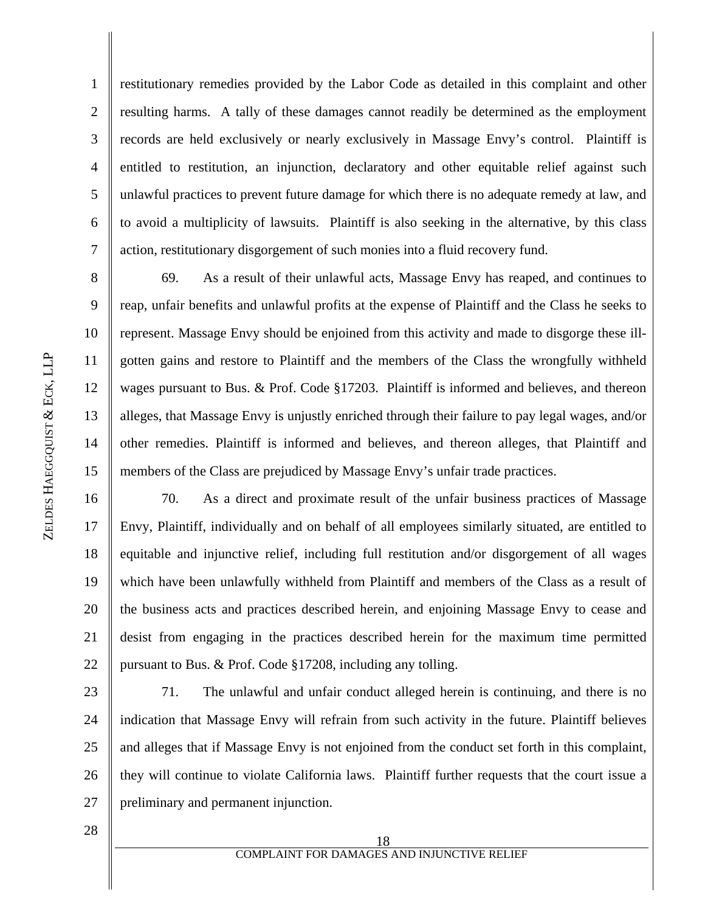restitutionary remedies provided by the Labor Code as detailed in this complaint and other resulting harms. A tally of these damages cannot readily be determined as the employment records are held exclusively or nearly exclusively in Massage Envy's control. Plaintiff is entitled to restitution, an injunction, declaratory and other equitable relief against such unlawful practices to prevent future damage for which there is no adequate remedy at law, and to avoid a multiplicity of lawsuits. Plaintiff is also seeking in the alternative, by this class action, restitutionary disgorgement of such monies into a fluid recovery fund.

69. As a result of their unlawful acts, Massage Envy has reaped, and continues to reap, unfair benefits and unlawful profits at the expense of Plaintiff and the Class he seeks to represent. Massage Envy should be enjoined from this activity and made to disgorge these ill-gotten gains and restore to Plaintiff and the members of the Class the wrongfully withheld wages pursuant to Bus. & Prof. Code §17203. Plaintiff is informed and believes, and thereon alleges, that Massage Envy is unjustly enriched through their failure to pay legal wages, and/or other remedies. Plaintiff is informed and believes, and thereon alleges, that Plaintiff and members of the Class are prejudiced by Massage Envy's unfair trade practices.

70. As a direct and proximate result of the unfair business practices of Massage Envy, Plaintiff, individually and on behalf of all employees similarly situated, are entitled to equitable and injunctive relief, including full restitution and/or disgorgement of all wages which have been unlawfully withheld from Plaintiff and members of the Class as a result of the business acts and practices described herein, and enjoining Massage Envy to cease and desist from engaging in the practices described herein for the maximum time permitted pursuant to Bus. & Prof. Code §17208, including any tolling.

71. The unlawful and unfair conduct alleged herein is continuing, and there is no indication that Massage Envy will refrain from such activity in the future. Plaintiff believes and alleges that if Massage Envy is not enjoined from the conduct set forth in this complaint, they will continue to violate California laws. Plaintiff further requests that the court issue a preliminary and permanent injunction.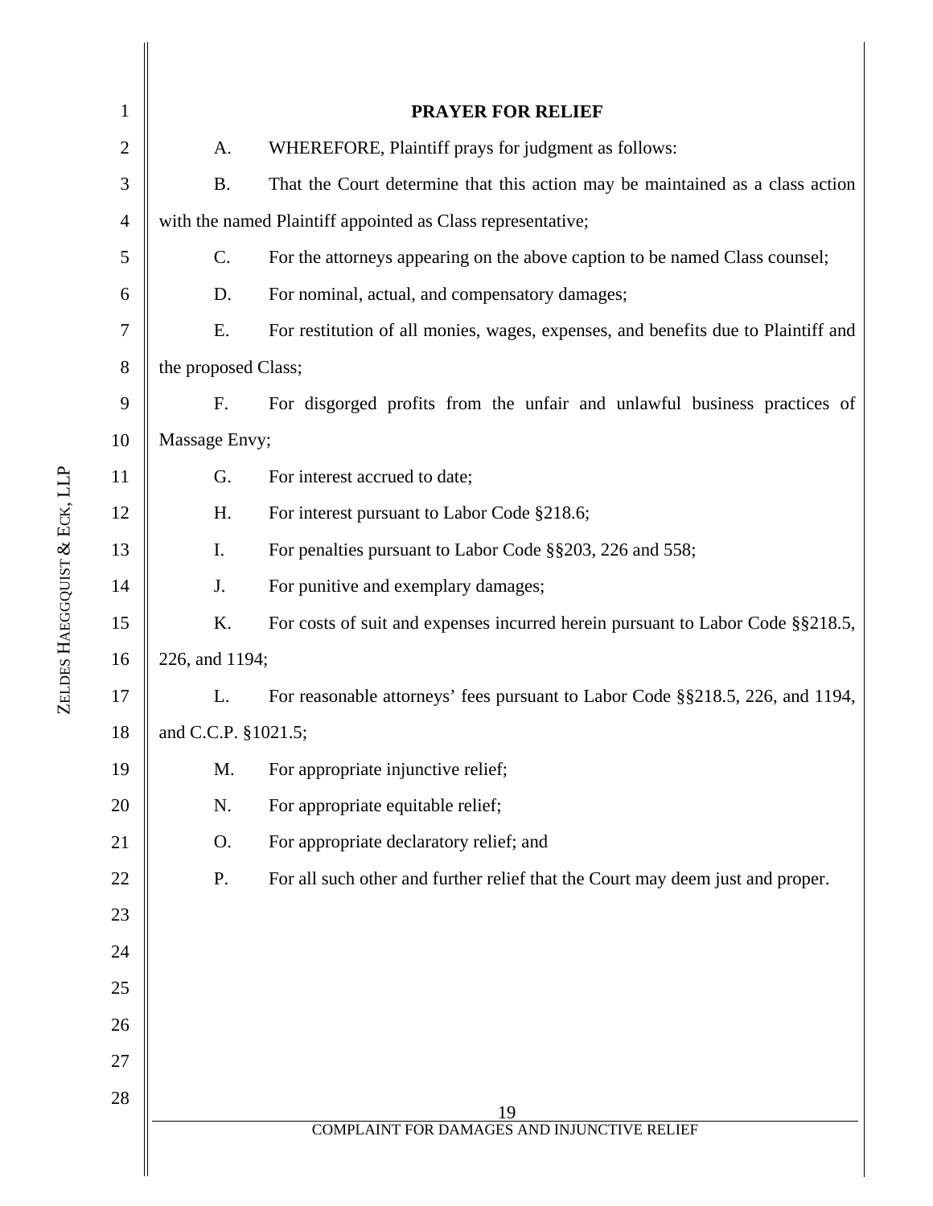## PRAYER FOR RELIEF

A. WHEREFORE, Plaintiff prays for judgment as follows:

B. That the Court determine that this action may be maintained as a class action with the named Plaintiff appointed as Class representative;

C. For the attorneys appearing on the above caption to be named Class counsel;

D. For nominal, actual, and compensatory damages;

E. For restitution of all monies, wages, expenses, and benefits due to Plaintiff and the proposed Class;

F. For disgorged profits from the unfair and unlawful business practices of Massage Envy;

G. For interest accrued to date;

H. For interest pursuant to Labor Code §218.6;

I. For penalties pursuant to Labor Code §§203, 226 and 558;

J. For punitive and exemplary damages;

K. For costs of suit and expenses incurred herein pursuant to Labor Code §§218.5, 226, and 1194;

L. For reasonable attorneys' fees pursuant to Labor Code §§218.5, 226, and 1194, and C.C.P. §1021.5;

M. For appropriate injunctive relief;

N. For appropriate equitable relief;

O. For appropriate declaratory relief; and

P. For all such other and further relief that the Court may deem just and proper.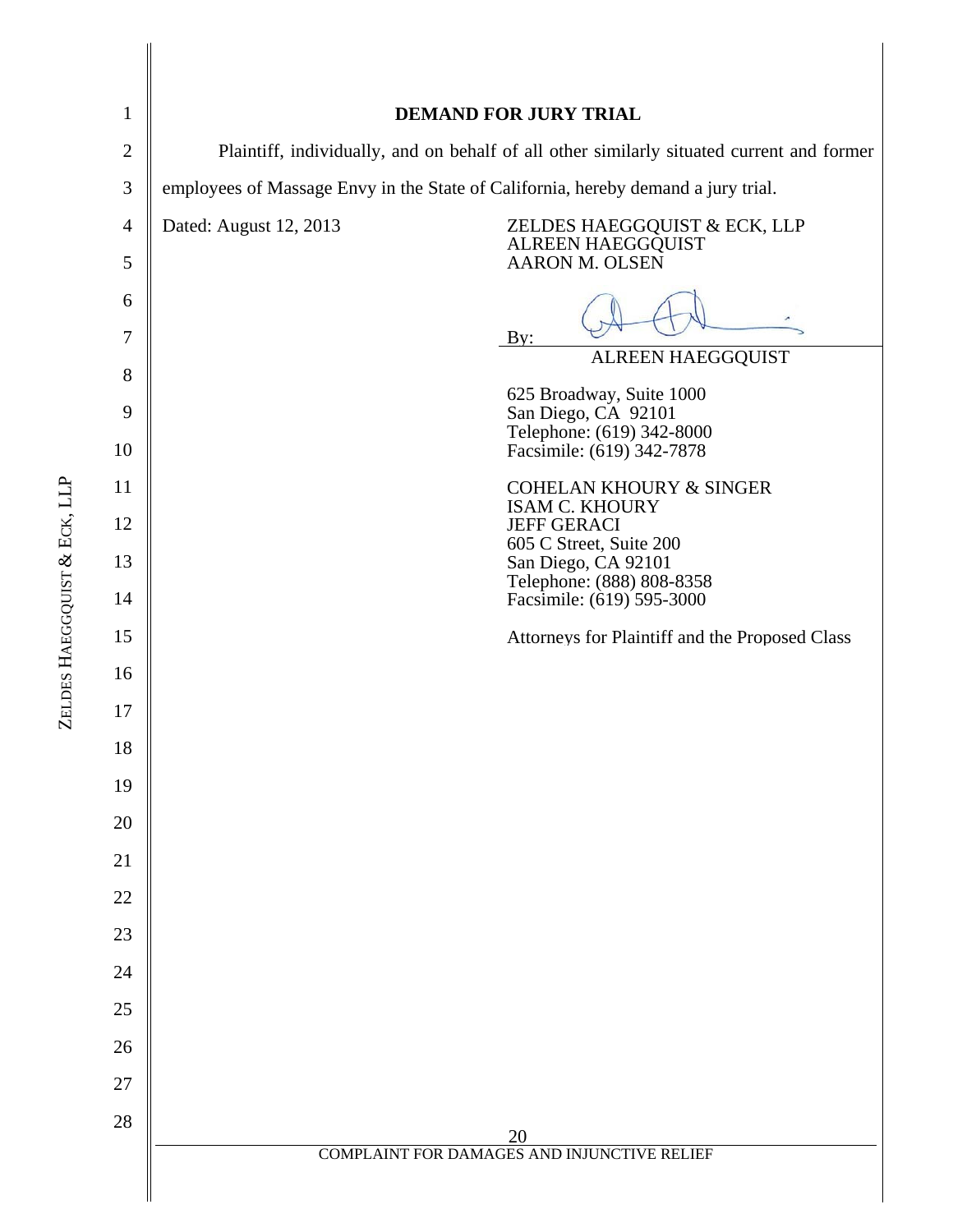**DEMAND FOR JURY TRIAL**

Plaintiff, individually, and on behalf of all other similarly situated current and former employees of Massage Envy in the State of California, hereby demand a jury trial.

Dated: August 12, 2013

ZELDES HAEGGQUIST & ECK, LLP
ALREEN HAEGGQUIST
AARON M. OLSEN

By: ______________________
ALREEN HAEGGQUIST

625 Broadway, Suite 1000
San Diego, CA 92101
Telephone: (619) 342-8000
Facsimile: (619) 342-7878

COHELAN KHOURY & SINGER
ISAM C. KHOURY
JEFF GERACI
605 C Street, Suite 200
San Diego, CA 92101
Telephone: (888) 808-8358
Facsimile: (619) 595-3000

Attorneys for Plaintiff and the Proposed Class